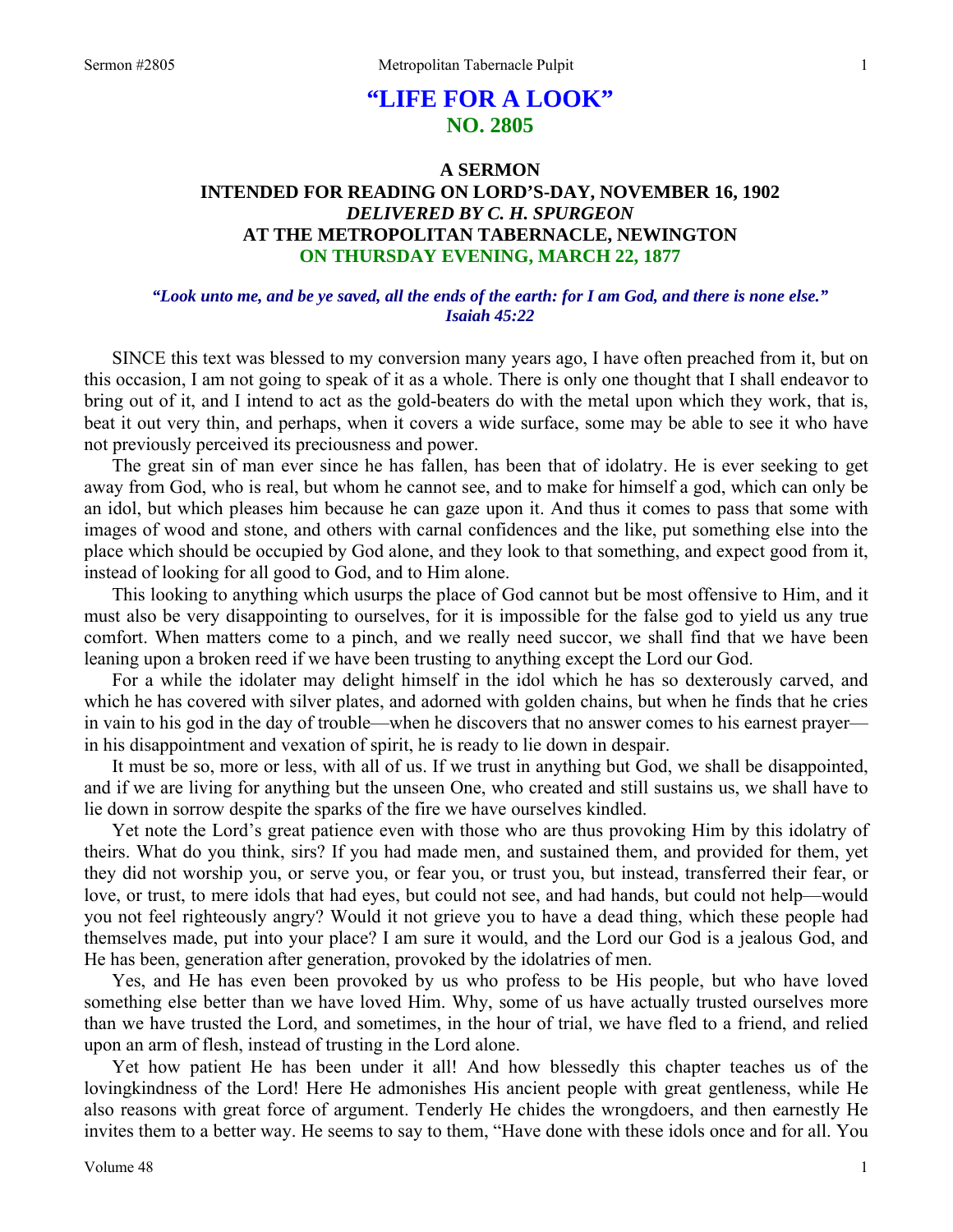# "LIFE FOR A LOOK"

## NO. 2805

### A SERMON
### INTENDED FOR READING ON LORD'S-DAY, NOVEMBER 16, 1902
### *DELIVERED BY C. H. SPURGEON*
### AT THE METROPOLITAN TABERNACLE, NEWINGTON
### ON THURSDAY EVENING, MARCH 22, 1877

***"Look unto me, and be ye saved, all the ends of the earth: for I am God, and there is none else." Isaiah 45:22***

SINCE this text was blessed to my conversion many years ago, I have often preached from it, but on this occasion, I am not going to speak of it as a whole. There is only one thought that I shall endeavor to bring out of it, and I intend to act as the gold-beaters do with the metal upon which they work, that is, beat it out very thin, and perhaps, when it covers a wide surface, some may be able to see it who have not previously perceived its preciousness and power.

The great sin of man ever since he has fallen, has been that of idolatry. He is ever seeking to get away from God, who is real, but whom he cannot see, and to make for himself a god, which can only be an idol, but which pleases him because he can gaze upon it. And thus it comes to pass that some with images of wood and stone, and others with carnal confidences and the like, put something else into the place which should be occupied by God alone, and they look to that something, and expect good from it, instead of looking for all good to God, and to Him alone.

This looking to anything which usurps the place of God cannot but be most offensive to Him, and it must also be very disappointing to ourselves, for it is impossible for the false god to yield us any true comfort. When matters come to a pinch, and we really need succor, we shall find that we have been leaning upon a broken reed if we have been trusting to anything except the Lord our God.

For a while the idolater may delight himself in the idol which he has so dexterously carved, and which he has covered with silver plates, and adorned with golden chains, but when he finds that he cries in vain to his god in the day of trouble—when he discovers that no answer comes to his earnest prayer—in his disappointment and vexation of spirit, he is ready to lie down in despair.

It must be so, more or less, with all of us. If we trust in anything but God, we shall be disappointed, and if we are living for anything but the unseen One, who created and still sustains us, we shall have to lie down in sorrow despite the sparks of the fire we have ourselves kindled.

Yet note the Lord's great patience even with those who are thus provoking Him by this idolatry of theirs. What do you think, sirs? If you had made men, and sustained them, and provided for them, yet they did not worship you, or serve you, or fear you, or trust you, but instead, transferred their fear, or love, or trust, to mere idols that had eyes, but could not see, and had hands, but could not help—would you not feel righteously angry? Would it not grieve you to have a dead thing, which these people had themselves made, put into your place? I am sure it would, and the Lord our God is a jealous God, and He has been, generation after generation, provoked by the idolatries of men.

Yes, and He has even been provoked by us who profess to be His people, but who have loved something else better than we have loved Him. Why, some of us have actually trusted ourselves more than we have trusted the Lord, and sometimes, in the hour of trial, we have fled to a friend, and relied upon an arm of flesh, instead of trusting in the Lord alone.

Yet how patient He has been under it all! And how blessedly this chapter teaches us of the lovingkindness of the Lord! Here He admonishes His ancient people with great gentleness, while He also reasons with great force of argument. Tenderly He chides the wrongdoers, and then earnestly He invites them to a better way. He seems to say to them, "Have done with these idols once and for all. You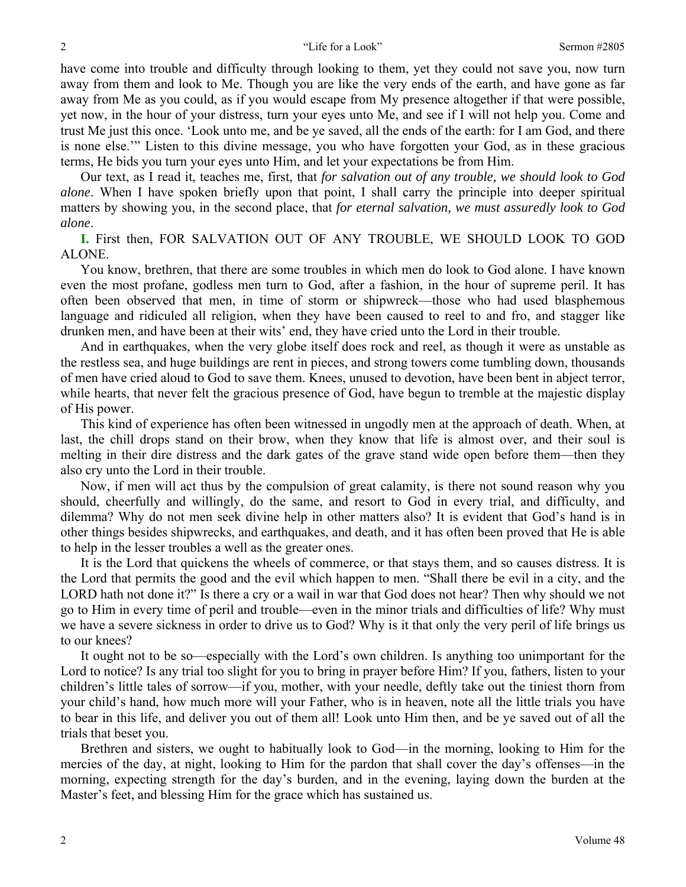have come into trouble and difficulty through looking to them, yet they could not save you, now turn away from them and look to Me. Though you are like the very ends of the earth, and have gone as far away from Me as you could, as if you would escape from My presence altogether if that were possible, yet now, in the hour of your distress, turn your eyes unto Me, and see if I will not help you. Come and trust Me just this once. 'Look unto me, and be ye saved, all the ends of the earth: for I am God, and there is none else.'" Listen to this divine message, you who have forgotten your God, as in these gracious terms, He bids you turn your eyes unto Him, and let your expectations be from Him.

Our text, as I read it, teaches me, first, that *for salvation out of any trouble, we should look to God alone*. When I have spoken briefly upon that point, I shall carry the principle into deeper spiritual matters by showing you, in the second place, that *for eternal salvation, we must assuredly look to God alone*.

**I.** First then, FOR SALVATION OUT OF ANY TROUBLE, WE SHOULD LOOK TO GOD ALONE.

You know, brethren, that there are some troubles in which men do look to God alone. I have known even the most profane, godless men turn to God, after a fashion, in the hour of supreme peril. It has often been observed that men, in time of storm or shipwreck—those who had used blasphemous language and ridiculed all religion, when they have been caused to reel to and fro, and stagger like drunken men, and have been at their wits' end, they have cried unto the Lord in their trouble.

And in earthquakes, when the very globe itself does rock and reel, as though it were as unstable as the restless sea, and huge buildings are rent in pieces, and strong towers come tumbling down, thousands of men have cried aloud to God to save them. Knees, unused to devotion, have been bent in abject terror, while hearts, that never felt the gracious presence of God, have begun to tremble at the majestic display of His power.

This kind of experience has often been witnessed in ungodly men at the approach of death. When, at last, the chill drops stand on their brow, when they know that life is almost over, and their soul is melting in their dire distress and the dark gates of the grave stand wide open before them—then they also cry unto the Lord in their trouble.

Now, if men will act thus by the compulsion of great calamity, is there not sound reason why you should, cheerfully and willingly, do the same, and resort to God in every trial, and difficulty, and dilemma? Why do not men seek divine help in other matters also? It is evident that God's hand is in other things besides shipwrecks, and earthquakes, and death, and it has often been proved that He is able to help in the lesser troubles a well as the greater ones.

It is the Lord that quickens the wheels of commerce, or that stays them, and so causes distress. It is the Lord that permits the good and the evil which happen to men. "Shall there be evil in a city, and the LORD hath not done it?" Is there a cry or a wail in war that God does not hear? Then why should we not go to Him in every time of peril and trouble—even in the minor trials and difficulties of life? Why must we have a severe sickness in order to drive us to God? Why is it that only the very peril of life brings us to our knees?

It ought not to be so—especially with the Lord's own children. Is anything too unimportant for the Lord to notice? Is any trial too slight for you to bring in prayer before Him? If you, fathers, listen to your children's little tales of sorrow—if you, mother, with your needle, deftly take out the tiniest thorn from your child's hand, how much more will your Father, who is in heaven, note all the little trials you have to bear in this life, and deliver you out of them all! Look unto Him then, and be ye saved out of all the trials that beset you.

Brethren and sisters, we ought to habitually look to God—in the morning, looking to Him for the mercies of the day, at night, looking to Him for the pardon that shall cover the day's offenses—in the morning, expecting strength for the day's burden, and in the evening, laying down the burden at the Master's feet, and blessing Him for the grace which has sustained us.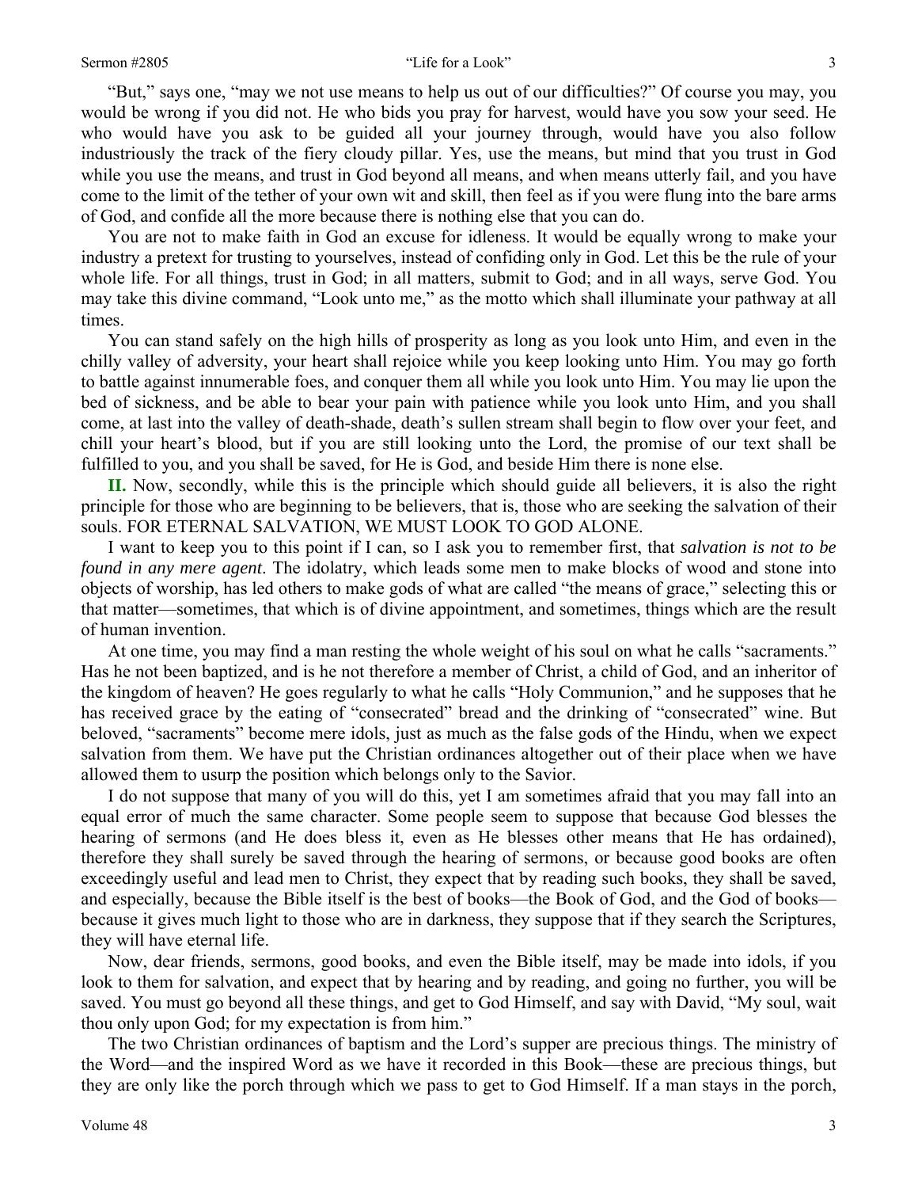"But," says one, "may we not use means to help us out of our difficulties?" Of course you may, you would be wrong if you did not. He who bids you pray for harvest, would have you sow your seed. He who would have you ask to be guided all your journey through, would have you also follow industriously the track of the fiery cloudy pillar. Yes, use the means, but mind that you trust in God while you use the means, and trust in God beyond all means, and when means utterly fail, and you have come to the limit of the tether of your own wit and skill, then feel as if you were flung into the bare arms of God, and confide all the more because there is nothing else that you can do.

You are not to make faith in God an excuse for idleness. It would be equally wrong to make your industry a pretext for trusting to yourselves, instead of confiding only in God. Let this be the rule of your whole life. For all things, trust in God; in all matters, submit to God; and in all ways, serve God. You may take this divine command, "Look unto me," as the motto which shall illuminate your pathway at all times.

You can stand safely on the high hills of prosperity as long as you look unto Him, and even in the chilly valley of adversity, your heart shall rejoice while you keep looking unto Him. You may go forth to battle against innumerable foes, and conquer them all while you look unto Him. You may lie upon the bed of sickness, and be able to bear your pain with patience while you look unto Him, and you shall come, at last into the valley of death-shade, death's sullen stream shall begin to flow over your feet, and chill your heart's blood, but if you are still looking unto the Lord, the promise of our text shall be fulfilled to you, and you shall be saved, for He is God, and beside Him there is none else.

**II.** Now, secondly, while this is the principle which should guide all believers, it is also the right principle for those who are beginning to be believers, that is, those who are seeking the salvation of their souls. FOR ETERNAL SALVATION, WE MUST LOOK TO GOD ALONE.

I want to keep you to this point if I can, so I ask you to remember first, that *salvation is not to be found in any mere agent*. The idolatry, which leads some men to make blocks of wood and stone into objects of worship, has led others to make gods of what are called "the means of grace," selecting this or that matter—sometimes, that which is of divine appointment, and sometimes, things which are the result of human invention.

At one time, you may find a man resting the whole weight of his soul on what he calls "sacraments." Has he not been baptized, and is he not therefore a member of Christ, a child of God, and an inheritor of the kingdom of heaven? He goes regularly to what he calls "Holy Communion," and he supposes that he has received grace by the eating of "consecrated" bread and the drinking of "consecrated" wine. But beloved, "sacraments" become mere idols, just as much as the false gods of the Hindu, when we expect salvation from them. We have put the Christian ordinances altogether out of their place when we have allowed them to usurp the position which belongs only to the Savior.

I do not suppose that many of you will do this, yet I am sometimes afraid that you may fall into an equal error of much the same character. Some people seem to suppose that because God blesses the hearing of sermons (and He does bless it, even as He blesses other means that He has ordained), therefore they shall surely be saved through the hearing of sermons, or because good books are often exceedingly useful and lead men to Christ, they expect that by reading such books, they shall be saved, and especially, because the Bible itself is the best of books—the Book of God, and the God of books—because it gives much light to those who are in darkness, they suppose that if they search the Scriptures, they will have eternal life.

Now, dear friends, sermons, good books, and even the Bible itself, may be made into idols, if you look to them for salvation, and expect that by hearing and by reading, and going no further, you will be saved. You must go beyond all these things, and get to God Himself, and say with David, "My soul, wait thou only upon God; for my expectation is from him."

The two Christian ordinances of baptism and the Lord's supper are precious things. The ministry of the Word—and the inspired Word as we have it recorded in this Book—these are precious things, but they are only like the porch through which we pass to get to God Himself. If a man stays in the porch,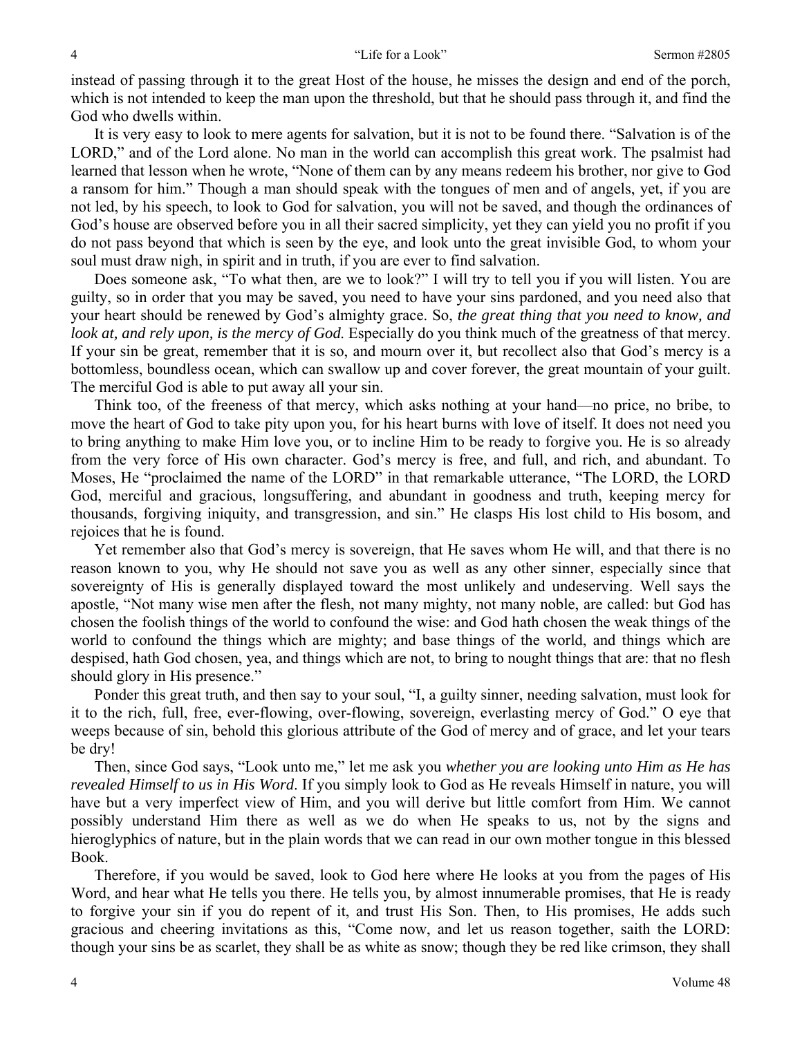instead of passing through it to the great Host of the house, he misses the design and end of the porch, which is not intended to keep the man upon the threshold, but that he should pass through it, and find the God who dwells within.

It is very easy to look to mere agents for salvation, but it is not to be found there. "Salvation is of the LORD," and of the Lord alone. No man in the world can accomplish this great work. The psalmist had learned that lesson when he wrote, "None of them can by any means redeem his brother, nor give to God a ransom for him." Though a man should speak with the tongues of men and of angels, yet, if you are not led, by his speech, to look to God for salvation, you will not be saved, and though the ordinances of God's house are observed before you in all their sacred simplicity, yet they can yield you no profit if you do not pass beyond that which is seen by the eye, and look unto the great invisible God, to whom your soul must draw nigh, in spirit and in truth, if you are ever to find salvation.

Does someone ask, "To what then, are we to look?" I will try to tell you if you will listen. You are guilty, so in order that you may be saved, you need to have your sins pardoned, and you need also that your heart should be renewed by God's almighty grace. So, *the great thing that you need to know, and look at, and rely upon, is the mercy of God.* Especially do you think much of the greatness of that mercy. If your sin be great, remember that it is so, and mourn over it, but recollect also that God's mercy is a bottomless, boundless ocean, which can swallow up and cover forever, the great mountain of your guilt. The merciful God is able to put away all your sin.

Think too, of the freeness of that mercy, which asks nothing at your hand—no price, no bribe, to move the heart of God to take pity upon you, for his heart burns with love of itself. It does not need you to bring anything to make Him love you, or to incline Him to be ready to forgive you. He is so already from the very force of His own character. God's mercy is free, and full, and rich, and abundant. To Moses, He "proclaimed the name of the LORD" in that remarkable utterance, "The LORD, the LORD God, merciful and gracious, longsuffering, and abundant in goodness and truth, keeping mercy for thousands, forgiving iniquity, and transgression, and sin." He clasps His lost child to His bosom, and rejoices that he is found.

Yet remember also that God's mercy is sovereign, that He saves whom He will, and that there is no reason known to you, why He should not save you as well as any other sinner, especially since that sovereignty of His is generally displayed toward the most unlikely and undeserving. Well says the apostle, "Not many wise men after the flesh, not many mighty, not many noble, are called: but God has chosen the foolish things of the world to confound the wise: and God hath chosen the weak things of the world to confound the things which are mighty; and base things of the world, and things which are despised, hath God chosen, yea, and things which are not, to bring to nought things that are: that no flesh should glory in His presence."

Ponder this great truth, and then say to your soul, "I, a guilty sinner, needing salvation, must look for it to the rich, full, free, ever-flowing, over-flowing, sovereign, everlasting mercy of God." O eye that weeps because of sin, behold this glorious attribute of the God of mercy and of grace, and let your tears be dry!

Then, since God says, "Look unto me," let me ask you *whether you are looking unto Him as He has revealed Himself to us in His Word*. If you simply look to God as He reveals Himself in nature, you will have but a very imperfect view of Him, and you will derive but little comfort from Him. We cannot possibly understand Him there as well as we do when He speaks to us, not by the signs and hieroglyphics of nature, but in the plain words that we can read in our own mother tongue in this blessed Book.

Therefore, if you would be saved, look to God here where He looks at you from the pages of His Word, and hear what He tells you there. He tells you, by almost innumerable promises, that He is ready to forgive your sin if you do repent of it, and trust His Son. Then, to His promises, He adds such gracious and cheering invitations as this, "Come now, and let us reason together, saith the LORD: though your sins be as scarlet, they shall be as white as snow; though they be red like crimson, they shall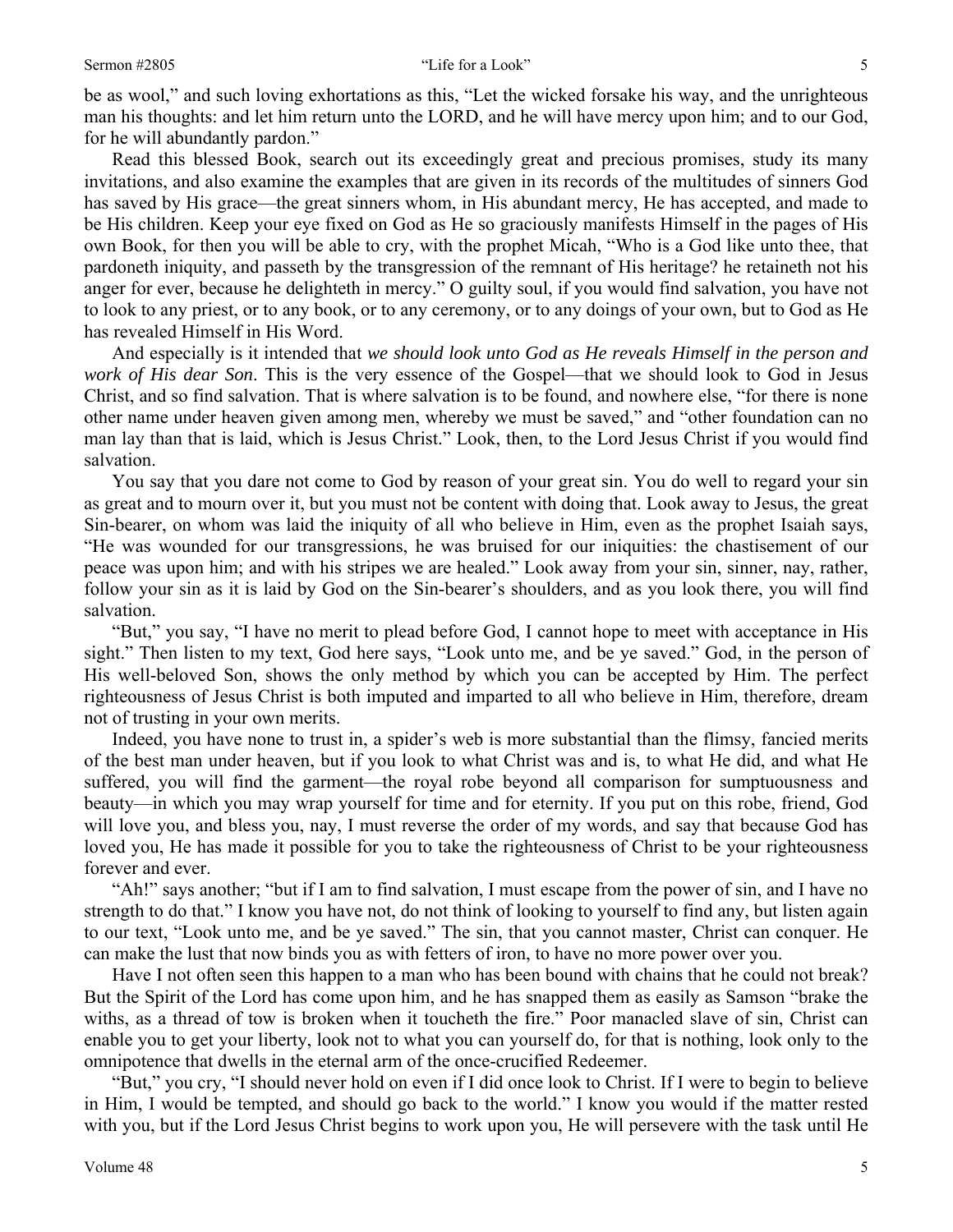be as wool," and such loving exhortations as this, "Let the wicked forsake his way, and the unrighteous man his thoughts: and let him return unto the LORD, and he will have mercy upon him; and to our God, for he will abundantly pardon."

Read this blessed Book, search out its exceedingly great and precious promises, study its many invitations, and also examine the examples that are given in its records of the multitudes of sinners God has saved by His grace—the great sinners whom, in His abundant mercy, He has accepted, and made to be His children. Keep your eye fixed on God as He so graciously manifests Himself in the pages of His own Book, for then you will be able to cry, with the prophet Micah, "Who is a God like unto thee, that pardoneth iniquity, and passeth by the transgression of the remnant of His heritage? he retaineth not his anger for ever, because he delighteth in mercy." O guilty soul, if you would find salvation, you have not to look to any priest, or to any book, or to any ceremony, or to any doings of your own, but to God as He has revealed Himself in His Word.

And especially is it intended that *we should look unto God as He reveals Himself in the person and work of His dear Son*. This is the very essence of the Gospel—that we should look to God in Jesus Christ, and so find salvation. That is where salvation is to be found, and nowhere else, "for there is none other name under heaven given among men, whereby we must be saved," and "other foundation can no man lay than that is laid, which is Jesus Christ." Look, then, to the Lord Jesus Christ if you would find salvation.

You say that you dare not come to God by reason of your great sin. You do well to regard your sin as great and to mourn over it, but you must not be content with doing that. Look away to Jesus, the great Sin-bearer, on whom was laid the iniquity of all who believe in Him, even as the prophet Isaiah says, "He was wounded for our transgressions, he was bruised for our iniquities: the chastisement of our peace was upon him; and with his stripes we are healed." Look away from your sin, sinner, nay, rather, follow your sin as it is laid by God on the Sin-bearer's shoulders, and as you look there, you will find salvation.

"But," you say, "I have no merit to plead before God, I cannot hope to meet with acceptance in His sight." Then listen to my text, God here says, "Look unto me, and be ye saved." God, in the person of His well-beloved Son, shows the only method by which you can be accepted by Him. The perfect righteousness of Jesus Christ is both imputed and imparted to all who believe in Him, therefore, dream not of trusting in your own merits.

Indeed, you have none to trust in, a spider's web is more substantial than the flimsy, fancied merits of the best man under heaven, but if you look to what Christ was and is, to what He did, and what He suffered, you will find the garment—the royal robe beyond all comparison for sumptuousness and beauty—in which you may wrap yourself for time and for eternity. If you put on this robe, friend, God will love you, and bless you, nay, I must reverse the order of my words, and say that because God has loved you, He has made it possible for you to take the righteousness of Christ to be your righteousness forever and ever.

"Ah!" says another; "but if I am to find salvation, I must escape from the power of sin, and I have no strength to do that." I know you have not, do not think of looking to yourself to find any, but listen again to our text, "Look unto me, and be ye saved." The sin, that you cannot master, Christ can conquer. He can make the lust that now binds you as with fetters of iron, to have no more power over you.

Have I not often seen this happen to a man who has been bound with chains that he could not break? But the Spirit of the Lord has come upon him, and he has snapped them as easily as Samson "brake the withs, as a thread of tow is broken when it toucheth the fire." Poor manacled slave of sin, Christ can enable you to get your liberty, look not to what you can yourself do, for that is nothing, look only to the omnipotence that dwells in the eternal arm of the once-crucified Redeemer.

"But," you cry, "I should never hold on even if I did once look to Christ. If I were to begin to believe in Him, I would be tempted, and should go back to the world." I know you would if the matter rested with you, but if the Lord Jesus Christ begins to work upon you, He will persevere with the task until He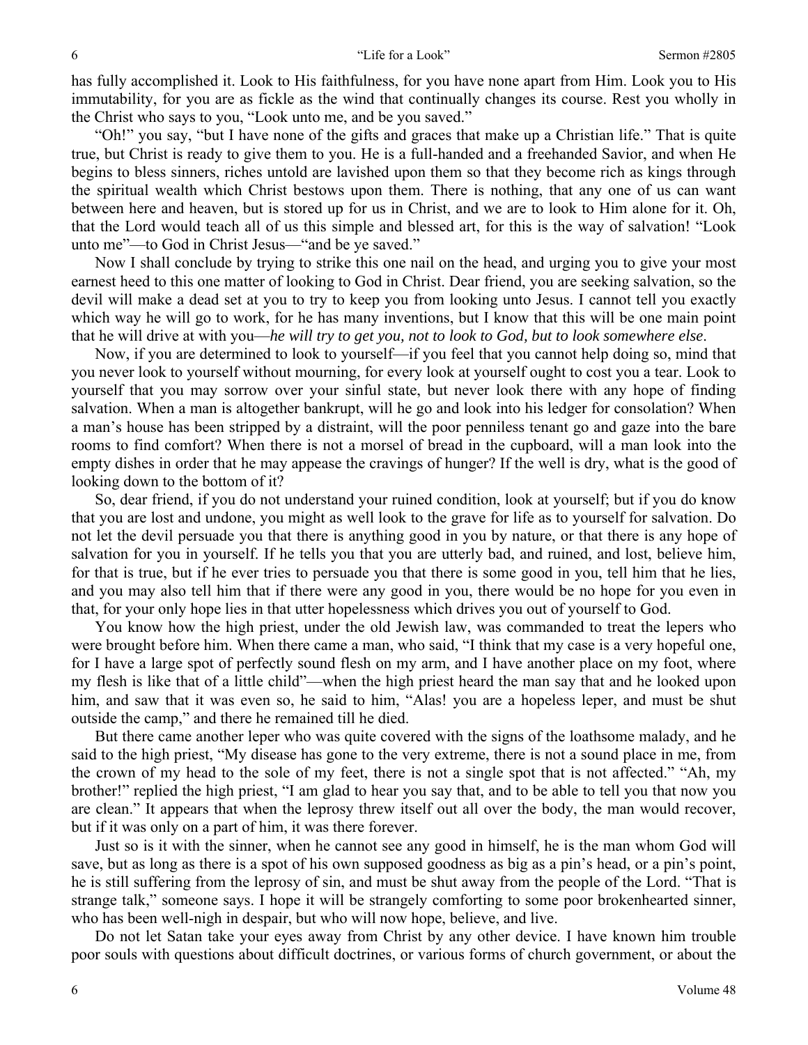has fully accomplished it. Look to His faithfulness, for you have none apart from Him. Look you to His immutability, for you are as fickle as the wind that continually changes its course. Rest you wholly in the Christ who says to you, "Look unto me, and be you saved."

"Oh!" you say, "but I have none of the gifts and graces that make up a Christian life." That is quite true, but Christ is ready to give them to you. He is a full-handed and a freehanded Savior, and when He begins to bless sinners, riches untold are lavished upon them so that they become rich as kings through the spiritual wealth which Christ bestows upon them. There is nothing, that any one of us can want between here and heaven, but is stored up for us in Christ, and we are to look to Him alone for it. Oh, that the Lord would teach all of us this simple and blessed art, for this is the way of salvation! "Look unto me"—to God in Christ Jesus—"and be ye saved."

Now I shall conclude by trying to strike this one nail on the head, and urging you to give your most earnest heed to this one matter of looking to God in Christ. Dear friend, you are seeking salvation, so the devil will make a dead set at you to try to keep you from looking unto Jesus. I cannot tell you exactly which way he will go to work, for he has many inventions, but I know that this will be one main point that he will drive at with you—*he will try to get you, not to look to God, but to look somewhere else*.

Now, if you are determined to look to yourself—if you feel that you cannot help doing so, mind that you never look to yourself without mourning, for every look at yourself ought to cost you a tear. Look to yourself that you may sorrow over your sinful state, but never look there with any hope of finding salvation. When a man is altogether bankrupt, will he go and look into his ledger for consolation? When a man's house has been stripped by a distraint, will the poor penniless tenant go and gaze into the bare rooms to find comfort? When there is not a morsel of bread in the cupboard, will a man look into the empty dishes in order that he may appease the cravings of hunger? If the well is dry, what is the good of looking down to the bottom of it?

So, dear friend, if you do not understand your ruined condition, look at yourself; but if you do know that you are lost and undone, you might as well look to the grave for life as to yourself for salvation. Do not let the devil persuade you that there is anything good in you by nature, or that there is any hope of salvation for you in yourself. If he tells you that you are utterly bad, and ruined, and lost, believe him, for that is true, but if he ever tries to persuade you that there is some good in you, tell him that he lies, and you may also tell him that if there were any good in you, there would be no hope for you even in that, for your only hope lies in that utter hopelessness which drives you out of yourself to God.

You know how the high priest, under the old Jewish law, was commanded to treat the lepers who were brought before him. When there came a man, who said, "I think that my case is a very hopeful one, for I have a large spot of perfectly sound flesh on my arm, and I have another place on my foot, where my flesh is like that of a little child"—when the high priest heard the man say that and he looked upon him, and saw that it was even so, he said to him, "Alas! you are a hopeless leper, and must be shut outside the camp," and there he remained till he died.

But there came another leper who was quite covered with the signs of the loathsome malady, and he said to the high priest, "My disease has gone to the very extreme, there is not a sound place in me, from the crown of my head to the sole of my feet, there is not a single spot that is not affected." "Ah, my brother!" replied the high priest, "I am glad to hear you say that, and to be able to tell you that now you are clean." It appears that when the leprosy threw itself out all over the body, the man would recover, but if it was only on a part of him, it was there forever.

Just so is it with the sinner, when he cannot see any good in himself, he is the man whom God will save, but as long as there is a spot of his own supposed goodness as big as a pin's head, or a pin's point, he is still suffering from the leprosy of sin, and must be shut away from the people of the Lord. "That is strange talk," someone says. I hope it will be strangely comforting to some poor brokenhearted sinner, who has been well-nigh in despair, but who will now hope, believe, and live.

Do not let Satan take your eyes away from Christ by any other device. I have known him trouble poor souls with questions about difficult doctrines, or various forms of church government, or about the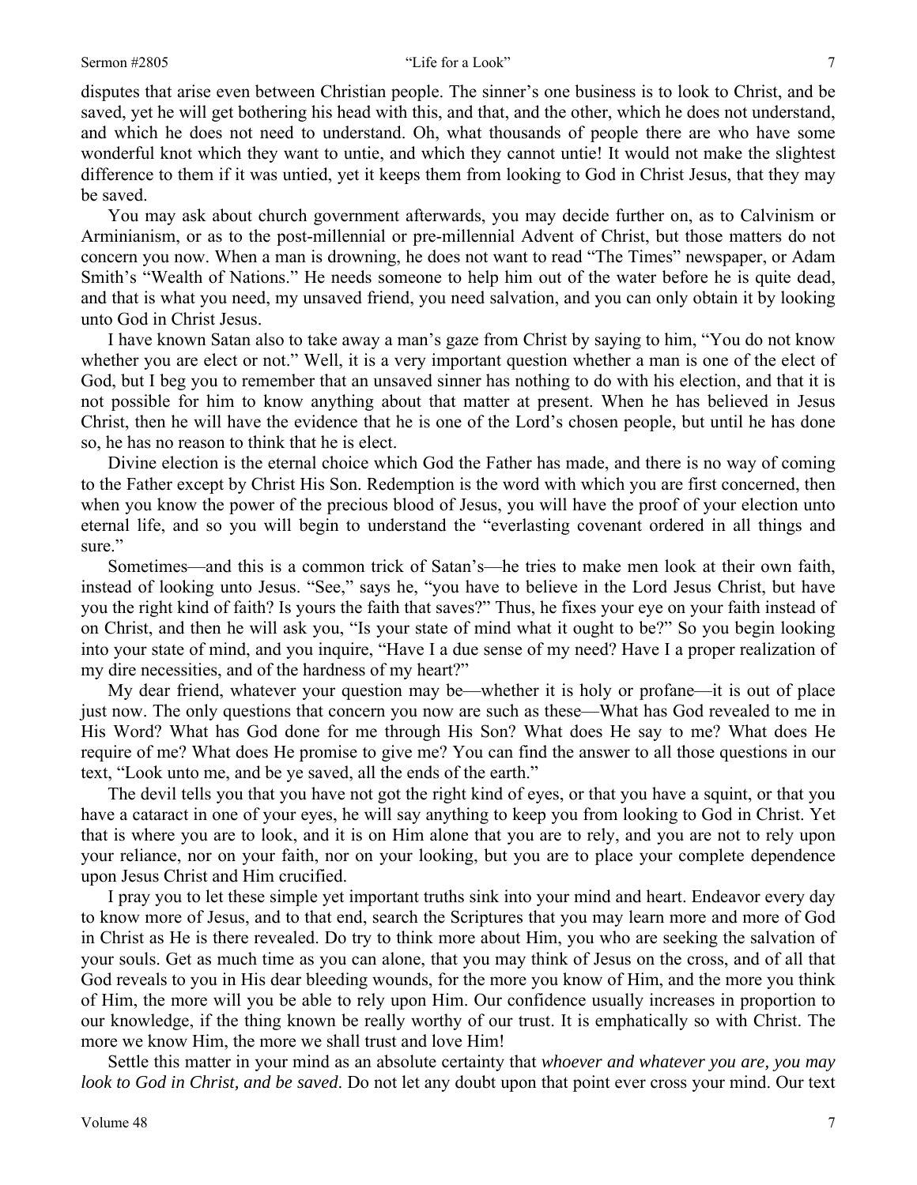disputes that arise even between Christian people. The sinner's one business is to look to Christ, and be saved, yet he will get bothering his head with this, and that, and the other, which he does not understand, and which he does not need to understand. Oh, what thousands of people there are who have some wonderful knot which they want to untie, and which they cannot untie! It would not make the slightest difference to them if it was untied, yet it keeps them from looking to God in Christ Jesus, that they may be saved.

You may ask about church government afterwards, you may decide further on, as to Calvinism or Arminianism, or as to the post-millennial or pre-millennial Advent of Christ, but those matters do not concern you now. When a man is drowning, he does not want to read "The Times" newspaper, or Adam Smith's "Wealth of Nations." He needs someone to help him out of the water before he is quite dead, and that is what you need, my unsaved friend, you need salvation, and you can only obtain it by looking unto God in Christ Jesus.

I have known Satan also to take away a man's gaze from Christ by saying to him, "You do not know whether you are elect or not." Well, it is a very important question whether a man is one of the elect of God, but I beg you to remember that an unsaved sinner has nothing to do with his election, and that it is not possible for him to know anything about that matter at present. When he has believed in Jesus Christ, then he will have the evidence that he is one of the Lord's chosen people, but until he has done so, he has no reason to think that he is elect.

Divine election is the eternal choice which God the Father has made, and there is no way of coming to the Father except by Christ His Son. Redemption is the word with which you are first concerned, then when you know the power of the precious blood of Jesus, you will have the proof of your election unto eternal life, and so you will begin to understand the "everlasting covenant ordered in all things and sure."

Sometimes—and this is a common trick of Satan's—he tries to make men look at their own faith, instead of looking unto Jesus. "See," says he, "you have to believe in the Lord Jesus Christ, but have you the right kind of faith? Is yours the faith that saves?" Thus, he fixes your eye on your faith instead of on Christ, and then he will ask you, "Is your state of mind what it ought to be?" So you begin looking into your state of mind, and you inquire, "Have I a due sense of my need? Have I a proper realization of my dire necessities, and of the hardness of my heart?"

My dear friend, whatever your question may be—whether it is holy or profane—it is out of place just now. The only questions that concern you now are such as these—What has God revealed to me in His Word? What has God done for me through His Son? What does He say to me? What does He require of me? What does He promise to give me? You can find the answer to all those questions in our text, "Look unto me, and be ye saved, all the ends of the earth."

The devil tells you that you have not got the right kind of eyes, or that you have a squint, or that you have a cataract in one of your eyes, he will say anything to keep you from looking to God in Christ. Yet that is where you are to look, and it is on Him alone that you are to rely, and you are not to rely upon your reliance, nor on your faith, nor on your looking, but you are to place your complete dependence upon Jesus Christ and Him crucified.

I pray you to let these simple yet important truths sink into your mind and heart. Endeavor every day to know more of Jesus, and to that end, search the Scriptures that you may learn more and more of God in Christ as He is there revealed. Do try to think more about Him, you who are seeking the salvation of your souls. Get as much time as you can alone, that you may think of Jesus on the cross, and of all that God reveals to you in His dear bleeding wounds, for the more you know of Him, and the more you think of Him, the more will you be able to rely upon Him. Our confidence usually increases in proportion to our knowledge, if the thing known be really worthy of our trust. It is emphatically so with Christ. The more we know Him, the more we shall trust and love Him!

Settle this matter in your mind as an absolute certainty that *whoever and whatever you are, you may look to God in Christ, and be saved*. Do not let any doubt upon that point ever cross your mind. Our text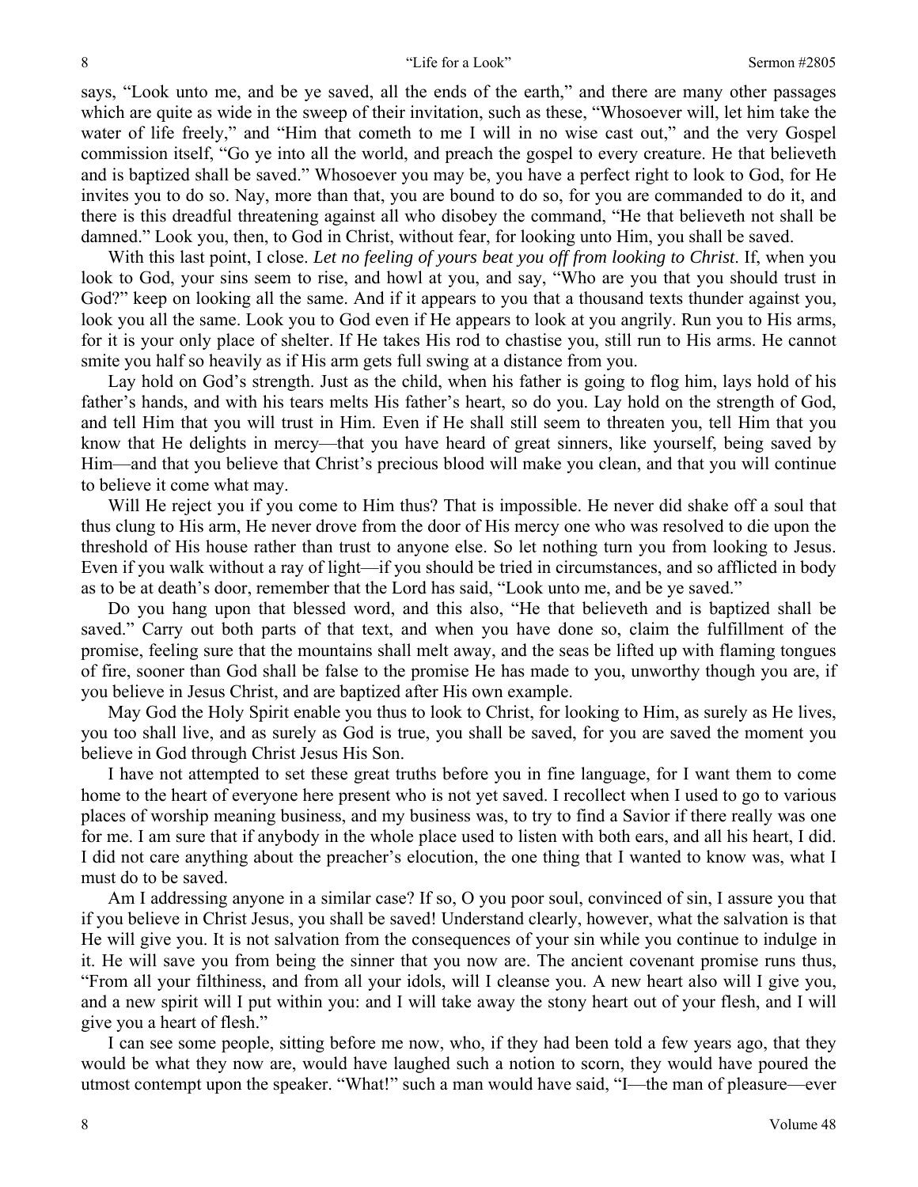says, "Look unto me, and be ye saved, all the ends of the earth," and there are many other passages which are quite as wide in the sweep of their invitation, such as these, "Whosoever will, let him take the water of life freely," and "Him that cometh to me I will in no wise cast out," and the very Gospel commission itself, "Go ye into all the world, and preach the gospel to every creature. He that believeth and is baptized shall be saved." Whosoever you may be, you have a perfect right to look to God, for He invites you to do so. Nay, more than that, you are bound to do so, for you are commanded to do it, and there is this dreadful threatening against all who disobey the command, "He that believeth not shall be damned." Look you, then, to God in Christ, without fear, for looking unto Him, you shall be saved.

With this last point, I close. *Let no feeling of yours beat you off from looking to Christ*. If, when you look to God, your sins seem to rise, and howl at you, and say, "Who are you that you should trust in God?" keep on looking all the same. And if it appears to you that a thousand texts thunder against you, look you all the same. Look you to God even if He appears to look at you angrily. Run you to His arms, for it is your only place of shelter. If He takes His rod to chastise you, still run to His arms. He cannot smite you half so heavily as if His arm gets full swing at a distance from you.

Lay hold on God's strength. Just as the child, when his father is going to flog him, lays hold of his father's hands, and with his tears melts His father's heart, so do you. Lay hold on the strength of God, and tell Him that you will trust in Him. Even if He shall still seem to threaten you, tell Him that you know that He delights in mercy—that you have heard of great sinners, like yourself, being saved by Him—and that you believe that Christ's precious blood will make you clean, and that you will continue to believe it come what may.

Will He reject you if you come to Him thus? That is impossible. He never did shake off a soul that thus clung to His arm, He never drove from the door of His mercy one who was resolved to die upon the threshold of His house rather than trust to anyone else. So let nothing turn you from looking to Jesus. Even if you walk without a ray of light—if you should be tried in circumstances, and so afflicted in body as to be at death's door, remember that the Lord has said, "Look unto me, and be ye saved."

Do you hang upon that blessed word, and this also, "He that believeth and is baptized shall be saved." Carry out both parts of that text, and when you have done so, claim the fulfillment of the promise, feeling sure that the mountains shall melt away, and the seas be lifted up with flaming tongues of fire, sooner than God shall be false to the promise He has made to you, unworthy though you are, if you believe in Jesus Christ, and are baptized after His own example.

May God the Holy Spirit enable you thus to look to Christ, for looking to Him, as surely as He lives, you too shall live, and as surely as God is true, you shall be saved, for you are saved the moment you believe in God through Christ Jesus His Son.

I have not attempted to set these great truths before you in fine language, for I want them to come home to the heart of everyone here present who is not yet saved. I recollect when I used to go to various places of worship meaning business, and my business was, to try to find a Savior if there really was one for me. I am sure that if anybody in the whole place used to listen with both ears, and all his heart, I did. I did not care anything about the preacher's elocution, the one thing that I wanted to know was, what I must do to be saved.

Am I addressing anyone in a similar case? If so, O you poor soul, convinced of sin, I assure you that if you believe in Christ Jesus, you shall be saved! Understand clearly, however, what the salvation is that He will give you. It is not salvation from the consequences of your sin while you continue to indulge in it. He will save you from being the sinner that you now are. The ancient covenant promise runs thus, "From all your filthiness, and from all your idols, will I cleanse you. A new heart also will I give you, and a new spirit will I put within you: and I will take away the stony heart out of your flesh, and I will give you a heart of flesh."

I can see some people, sitting before me now, who, if they had been told a few years ago, that they would be what they now are, would have laughed such a notion to scorn, they would have poured the utmost contempt upon the speaker. "What!" such a man would have said, "I—the man of pleasure—ever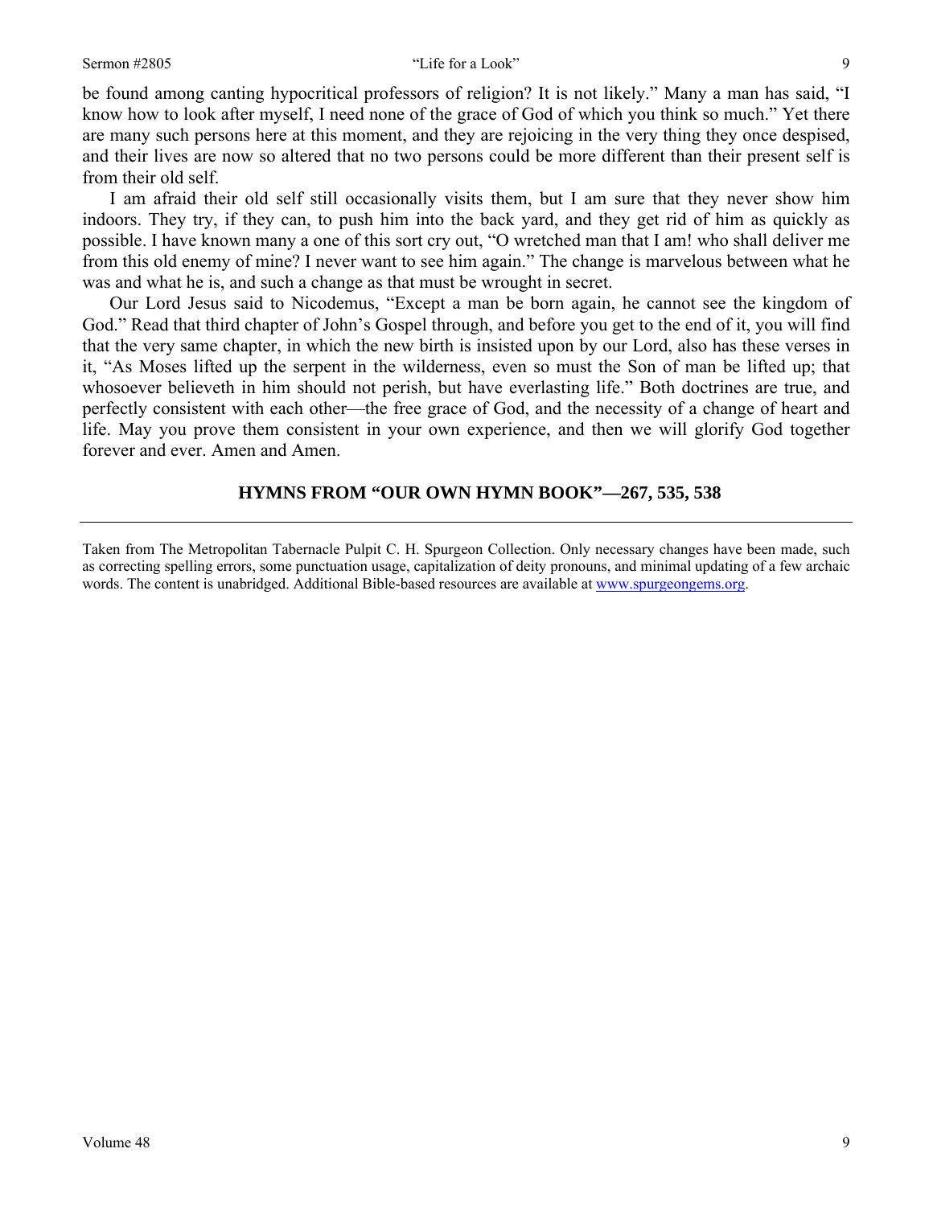be found among canting hypocritical professors of religion? It is not likely." Many a man has said, "I know how to look after myself, I need none of the grace of God of which you think so much." Yet there are many such persons here at this moment, and they are rejoicing in the very thing they once despised, and their lives are now so altered that no two persons could be more different than their present self is from their old self.

I am afraid their old self still occasionally visits them, but I am sure that they never show him indoors. They try, if they can, to push him into the back yard, and they get rid of him as quickly as possible. I have known many a one of this sort cry out, "O wretched man that I am! who shall deliver me from this old enemy of mine? I never want to see him again." The change is marvelous between what he was and what he is, and such a change as that must be wrought in secret.

Our Lord Jesus said to Nicodemus, "Except a man be born again, he cannot see the kingdom of God." Read that third chapter of John's Gospel through, and before you get to the end of it, you will find that the very same chapter, in which the new birth is insisted upon by our Lord, also has these verses in it, "As Moses lifted up the serpent in the wilderness, even so must the Son of man be lifted up; that whosoever believeth in him should not perish, but have everlasting life." Both doctrines are true, and perfectly consistent with each other—the free grace of God, and the necessity of a change of heart and life. May you prove them consistent in your own experience, and then we will glorify God together forever and ever. Amen and Amen.

**HYMNS FROM "OUR OWN HYMN BOOK"—267, 535, 538**

---

Taken from The Metropolitan Tabernacle Pulpit C. H. Spurgeon Collection. Only necessary changes have been made, such as correcting spelling errors, some punctuation usage, capitalization of deity pronouns, and minimal updating of a few archaic words. The content is unabridged. Additional Bible-based resources are available at www.spurgeongems.org.